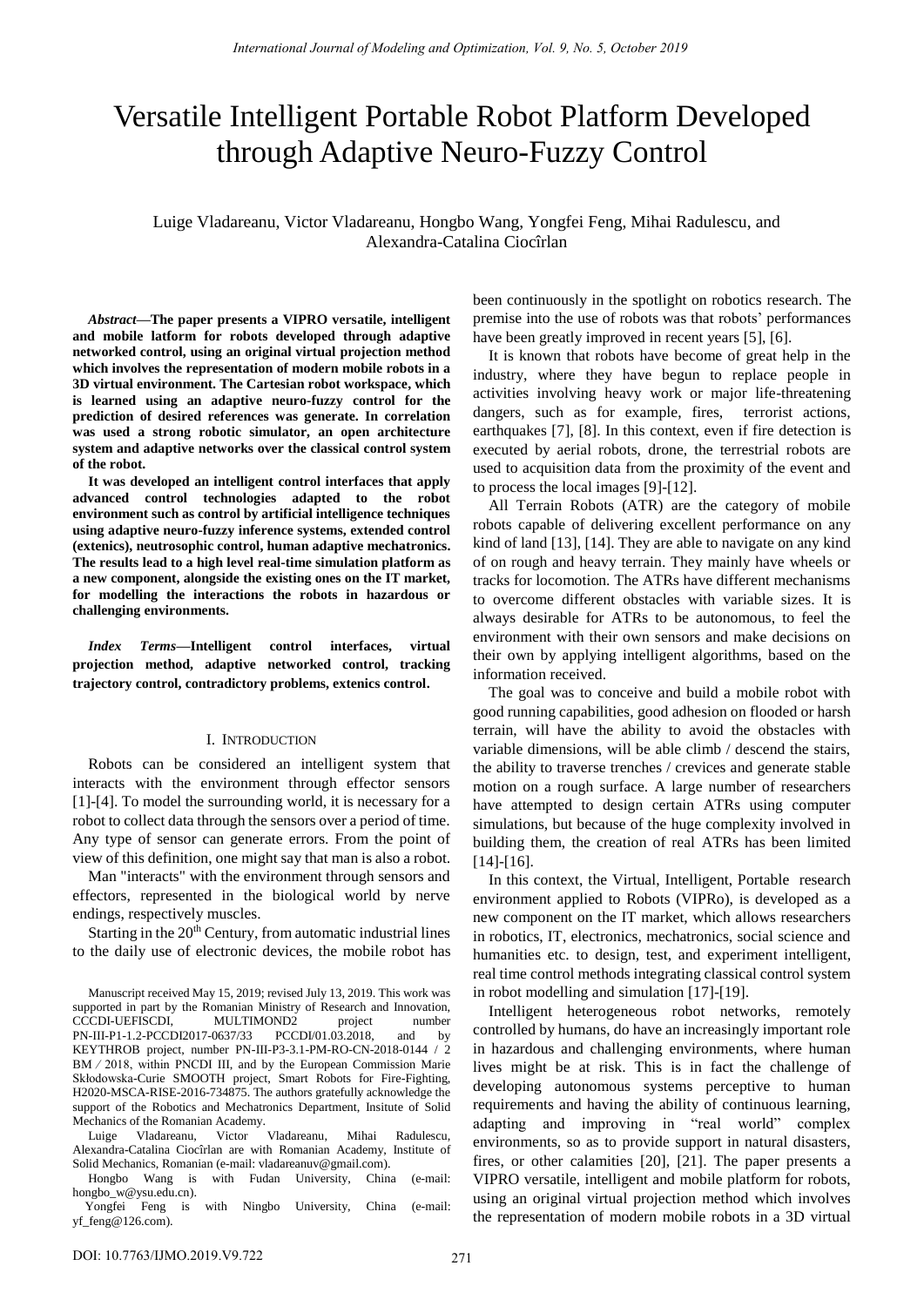# Versatile Intelligent Portable Robot Platform Developed through Adaptive Neuro-Fuzzy Control

Luige Vladareanu, Victor Vladareanu, Hongbo Wang, Yongfei Feng, Mihai Radulescu, and Alexandra-Catalina Ciocîrlan

***Abstract*—The paper presents a VIPRO versatile, intelligent and mobile latform for robots developed through adaptive networked control, using an original virtual projection method which involves the representation of modern mobile robots in a 3D virtual environment. The Cartesian robot workspace, which is learned using an adaptive neuro-fuzzy control for the prediction of desired references was generate. In correlation was used a strong robotic simulator, an open architecture system and adaptive networks over the classical control system of the robot.**

**It was developed an intelligent control interfaces that apply advanced control technologies adapted to the robot environment such as control by artificial intelligence techniques using adaptive neuro-fuzzy inference systems, extended control (extenics), neutrosophic control, human adaptive mechatronics. The results lead to a high level real-time simulation platform as a new component, alongside the existing ones on the IT market, for modelling the interactions the robots in hazardous or challenging environments.**

***Index Terms*—Intelligent control interfaces, virtual projection method, adaptive networked control, tracking trajectory control, contradictory problems, extenics control.**

## I. Introduction

Robots can be considered an intelligent system that interacts with the environment through effector sensors [1]-[4]. To model the surrounding world, it is necessary for a robot to collect data through the sensors over a period of time. Any type of sensor can generate errors. From the point of view of this definition, one might say that man is also a robot.

Man "interacts" with the environment through sensors and effectors, represented in the biological world by nerve endings, respectively muscles.

Starting in the 20th Century, from automatic industrial lines to the daily use of electronic devices, the mobile robot has been continuously in the spotlight on robotics research. The premise into the use of robots was that robots' performances have been greatly improved in recent years [5], [6].

It is known that robots have become of great help in the industry, where they have begun to replace people in activities involving heavy work or major life-threatening dangers, such as for example, fires, terrorist actions, earthquakes [7], [8]. In this context, even if fire detection is executed by aerial robots, drone, the terrestrial robots are used to acquisition data from the proximity of the event and to process the local images [9]-[12].

All Terrain Robots (ATR) are the category of mobile robots capable of delivering excellent performance on any kind of land [13], [14]. They are able to navigate on any kind of on rough and heavy terrain. They mainly have wheels or tracks for locomotion. The ATRs have different mechanisms to overcome different obstacles with variable sizes. It is always desirable for ATRs to be autonomous, to feel the environment with their own sensors and make decisions on their own by applying intelligent algorithms, based on the information received.

The goal was to conceive and build a mobile robot with good running capabilities, good adhesion on flooded or harsh terrain, will have the ability to avoid the obstacles with variable dimensions, will be able climb / descend the stairs, the ability to traverse trenches / crevices and generate stable motion on a rough surface. A large number of researchers have attempted to design certain ATRs using computer simulations, but because of the huge complexity involved in building them, the creation of real ATRs has been limited [14]-[16].

In this context, the Virtual, Intelligent, Portable research environment applied to Robots (VIPRo), is developed as a new component on the IT market, which allows researchers in robotics, IT, electronics, mechatronics, social science and humanities etc. to design, test, and experiment intelligent, real time control methods integrating classical control system in robot modelling and simulation [17]-[19].

Intelligent heterogeneous robot networks, remotely controlled by humans, do have an increasingly important role in hazardous and challenging environments, where human lives might be at risk. This is in fact the challenge of developing autonomous systems perceptive to human requirements and having the ability of continuous learning, adapting and improving in "real world" complex environments, so as to provide support in natural disasters, fires, or other calamities [20], [21]. The paper presents a VIPRO versatile, intelligent and mobile platform for robots, using an original virtual projection method which involves the representation of modern mobile robots in a 3D virtual

---

Manuscript received May 15, 2019; revised July 13, 2019. This work was supported in part by the Romanian Ministry of Research and Innovation, CCCDI-UEFISCDI, MULTIMOND2 project number PN-III-P1-1.2-PCCDI2017-0637/33 PCCDI/01.03.2018, and by KEYTHROB project, number PN-III-P3-3.1-PM-RO-CN-2018-0144 / 2 BM ⁄ 2018, within PNCDI III, and by the European Commission Marie Skłodowska-Curie SMOOTH project, Smart Robots for Fire-Fighting, H2020-MSCA-RISE-2016-734875. The authors gratefully acknowledge the support of the Robotics and Mechatronics Department, Insitute of Solid Mechanics of the Romanian Academy.

Luige Vladareanu, Victor Vladareanu, Mihai Radulescu, Alexandra-Catalina Ciocîrlan are with Romanian Academy, Institute of Solid Mechanics, Romanian (e-mail: vladareanuv@gmail.com).

Hongbo Wang is with Fudan University, China (e-mail: hongbo_w@ysu.edu.cn).

Yongfei Feng is with Ningbo University, China (e-mail: yf_feng@126.com).

DOI: 10.7763/IJMO.2019.V9.722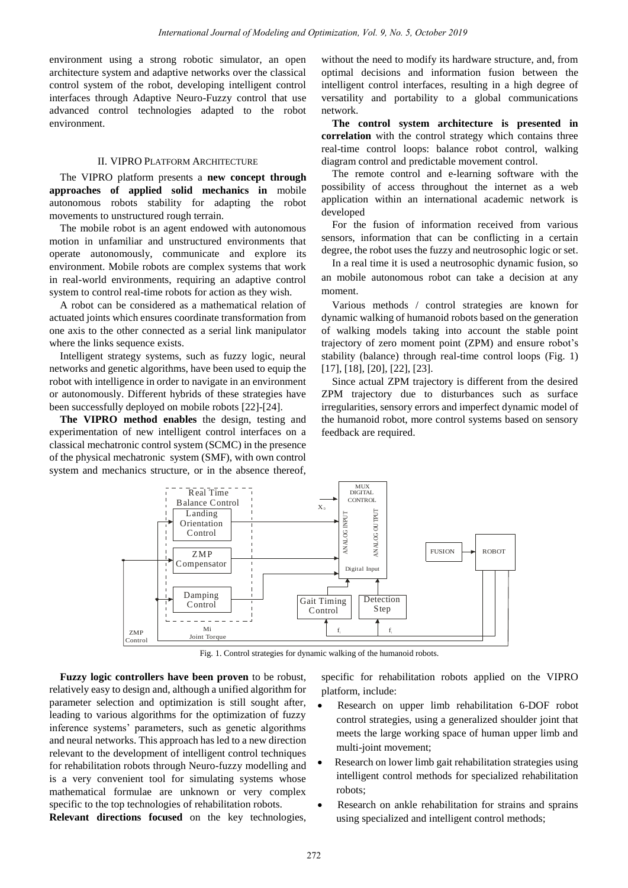environment using a strong robotic simulator, an open architecture system and adaptive networks over the classical control system of the robot, developing intelligent control interfaces through Adaptive Neuro-Fuzzy control that use advanced control technologies adapted to the robot environment.

## II. VIPRO Platform Architecture

The VIPRO platform presents a **new concept through approaches of applied solid mechanics in** mobile autonomous robots stability for adapting the robot movements to unstructured rough terrain.

The mobile robot is an agent endowed with autonomous motion in unfamiliar and unstructured environments that operate autonomously, communicate and explore its environment. Mobile robots are complex systems that work in real-world environments, requiring an adaptive control system to control real-time robots for action as they wish.

A robot can be considered as a mathematical relation of actuated joints which ensures coordinate transformation from one axis to the other connected as a serial link manipulator where the links sequence exists.

Intelligent strategy systems, such as fuzzy logic, neural networks and genetic algorithms, have been used to equip the robot with intelligence in order to navigate in an environment or autonomously. Different hybrids of these strategies have been successfully deployed on mobile robots [22]-[24].

**The VIPRO method enables** the design, testing and experimentation of new intelligent control interfaces on a classical mechatronic control system (SCMC) in the presence of the physical mechatronic system (SMF), with own control system and mechanics structure, or in the absence thereof, without the need to modify its hardware structure, and, from optimal decisions and information fusion between the intelligent control interfaces, resulting in a high degree of versatility and portability to a global communications network.

**The control system architecture is presented in correlation** with the control strategy which contains three real-time control loops: balance robot control, walking diagram control and predictable movement control.

The remote control and e-learning software with the possibility of access throughout the internet as a web application within an international academic network is developed

For the fusion of information received from various sensors, information that can be conflicting in a certain degree, the robot uses the fuzzy and neutrosophic logic or set.

In a real time it is used a neutrosophic dynamic fusion, so an mobile autonomous robot can take a decision at any moment.

Various methods / control strategies are known for dynamic walking of humanoid robots based on the generation of walking models taking into account the stable point trajectory of zero moment point (ZPM) and ensure robot's stability (balance) through real-time control loops (Fig. 1) [17], [18], [20], [22], [23].

Since actual ZPM trajectory is different from the desired ZPM trajectory due to disturbances such as surface irregularities, sensory errors and imperfect dynamic model of the humanoid robot, more control systems based on sensory feedback are required.

Fig. 1. Control strategies for dynamic walking of the humanoid robots.

**Fuzzy logic controllers have been proven** to be robust, relatively easy to design and, although a unified algorithm for parameter selection and optimization is still sought after, leading to various algorithms for the optimization of fuzzy inference systems' parameters, such as genetic algorithms and neural networks. This approach has led to a new direction relevant to the development of intelligent control techniques for rehabilitation robots through Neuro-fuzzy modelling and is a very convenient tool for simulating systems whose mathematical formulae are unknown or very complex specific to the top technologies of rehabilitation robots.

**Relevant directions focused** on the key technologies, specific for rehabilitation robots applied on the VIPRO platform, include:

- Research on upper limb rehabilitation 6-DOF robot control strategies, using a generalized shoulder joint that meets the large working space of human upper limb and multi-joint movement;
- Research on lower limb gait rehabilitation strategies using intelligent control methods for specialized rehabilitation robots;
- Research on ankle rehabilitation for strains and sprains using specialized and intelligent control methods;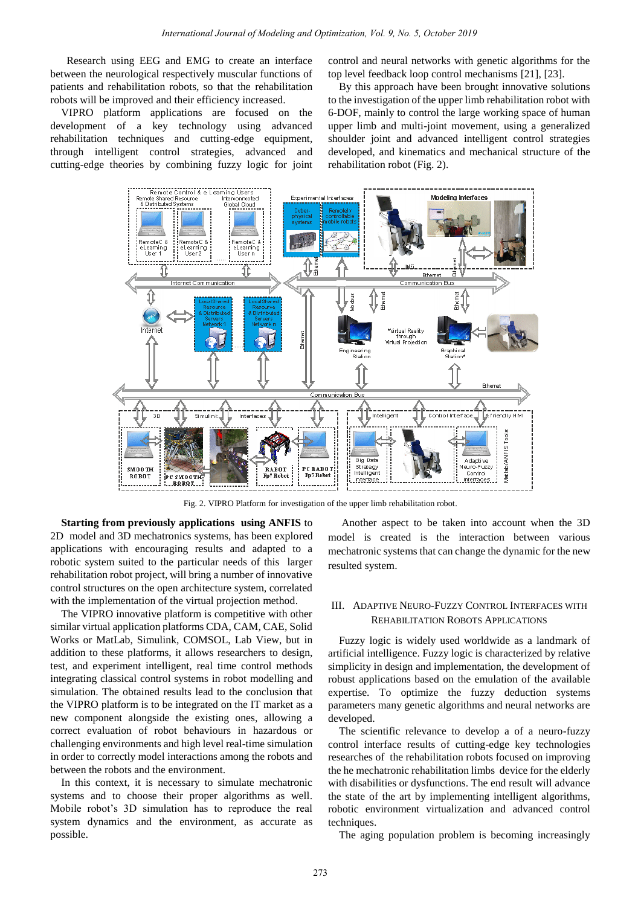Research using EEG and EMG to create an interface between the neurological respectively muscular functions of patients and rehabilitation robots, so that the rehabilitation robots will be improved and their efficiency increased.

VIPRO platform applications are focused on the development of a key technology using advanced rehabilitation techniques and cutting-edge equipment, through intelligent control strategies, advanced and cutting-edge theories by combining fuzzy logic for joint control and neural networks with genetic algorithms for the top level feedback loop control mechanisms [21], [23].

By this approach have been brought innovative solutions to the investigation of the upper limb rehabilitation robot with 6-DOF, mainly to control the large working space of human upper limb and multi-joint movement, using a generalized shoulder joint and advanced intelligent control strategies developed, and kinematics and mechanical structure of the rehabilitation robot (Fig. 2).

Fig. 2. VIPRO Platform for investigation of the upper limb rehabilitation robot.

**Starting from previously applications using ANFIS** to 2D model and 3D mechatronics systems, has been explored applications with encouraging results and adapted to a robotic system suited to the particular needs of this larger rehabilitation robot project, will bring a number of innovative control structures on the open architecture system, correlated with the implementation of the virtual projection method.

The VIPRO innovative platform is competitive with other similar virtual application platforms CDA, CAM, CAE, Solid Works or MatLab, Simulink, COMSOL, Lab View, but in addition to these platforms, it allows researchers to design, test, and experiment intelligent, real time control methods integrating classical control systems in robot modelling and simulation. The obtained results lead to the conclusion that the VIPRO platform is to be integrated on the IT market as a new component alongside the existing ones, allowing a correct evaluation of robot behaviours in hazardous or challenging environments and high level real-time simulation in order to correctly model interactions among the robots and between the robots and the environment.

In this context, it is necessary to simulate mechatronic systems and to choose their proper algorithms as well. Mobile robot's 3D simulation has to reproduce the real system dynamics and the environment, as accurate as possible.

Another aspect to be taken into account when the 3D model is created is the interaction between various mechatronic systems that can change the dynamic for the new resulted system.

## III. Adaptive Neuro-Fuzzy Control Interfaces with Rehabilitation Robots Applications

Fuzzy logic is widely used worldwide as a landmark of artificial intelligence. Fuzzy logic is characterized by relative simplicity in design and implementation, the development of robust applications based on the emulation of the available expertise. To optimize the fuzzy deduction systems parameters many genetic algorithms and neural networks are developed.

The scientific relevance to develop a of a neuro-fuzzy control interface results of cutting-edge key technologies researches of the rehabilitation robots focused on improving the he mechatronic rehabilitation limbs device for the elderly with disabilities or dysfunctions. The end result will advance the state of the art by implementing intelligent algorithms, robotic environment virtualization and advanced control techniques.

The aging population problem is becoming increasingly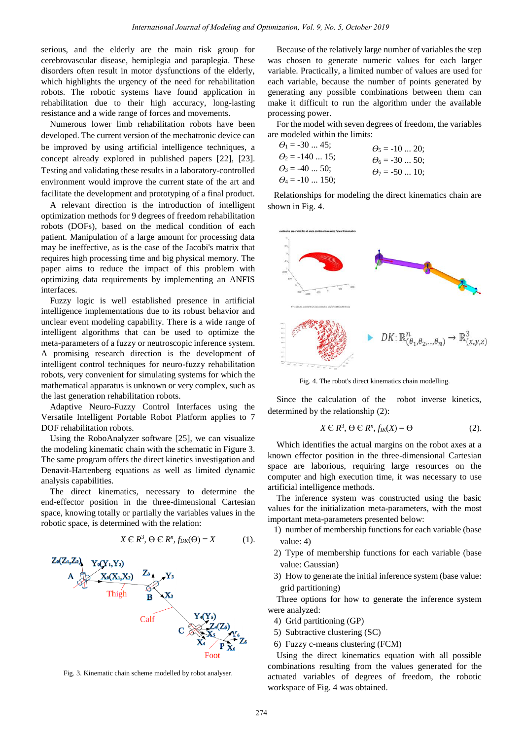serious, and the elderly are the main risk group for cerebrovascular disease, hemiplegia and paraplegia. These disorders often result in motor dysfunctions of the elderly, which highlights the urgency of the need for rehabilitation robots. The robotic systems have found application in rehabilitation due to their high accuracy, long-lasting resistance and a wide range of forces and movements.

Numerous lower limb rehabilitation robots have been developed. The current version of the mechatronic device can be improved by using artificial intelligence techniques, a concept already explored in published papers [22], [23]. Testing and validating these results in a laboratory-controlled environment would improve the current state of the art and facilitate the development and prototyping of a final product.

A relevant direction is the introduction of intelligent optimization methods for 9 degrees of freedom rehabilitation robots (DOFs), based on the medical condition of each patient. Manipulation of a large amount for processing data may be ineffective, as is the case of the Jacobi's matrix that requires high processing time and big physical memory. The paper aims to reduce the impact of this problem with optimizing data requirements by implementing an ANFIS interfaces.

Fuzzy logic is well established presence in artificial intelligence implementations due to its robust behavior and unclear event modeling capability. There is a wide range of intelligent algorithms that can be used to optimize the meta-parameters of a fuzzy or neutroscopic inference system. A promising research direction is the development of intelligent control techniques for neuro-fuzzy rehabilitation robots, very convenient for simulating systems for which the mathematical apparatus is unknown or very complex, such as the last generation rehabilitation robots.

Adaptive Neuro-Fuzzy Control Interfaces using the Versatile Intelligent Portable Robot Platform applies to 7 DOF rehabilitation robots.

Using the RoboAnalyzer software [25], we can visualize the modeling kinematic chain with the schematic in Figure 3. The same program offers the direct kinetics investigation and Denavit-Hartenberg equations as well as limited dynamic analysis capabilities.

The direct kinematics, necessary to determine the end-effector position in the three-dimensional Cartesian space, knowing totally or partially the variables values in the robotic space, is determined with the relation:

$$X \in R^3,\ \Theta \in R^n,\ f_{DK}(\Theta) = X \qquad (1).$$

Fig. 3. Kinematic chain scheme modelled by robot analyser.

Because of the relatively large number of variables the step was chosen to generate numeric values for each larger variable. Practically, a limited number of values are used for each variable, because the number of points generated by generating any possible combinations between them can make it difficult to run the algorithm under the available processing power.

For the model with seven degrees of freedom, the variables are modeled within the limits:

$\Theta_1$ = -30 ... 45;
$\Theta_2$ = -140 ... 15;
$\Theta_3$ = -40 ... 50;
$\Theta_4$ = -10 ... 150;
$\Theta_5$ = -10 ... 20;
$\Theta_6$ = -30 ... 50;
$\Theta_7$ = -50 ... 10;

Relationships for modeling the direct kinematics chain are shown in Fig. 4.

$$DK: \mathbb{R}^n_{(\theta_1,\theta_2,\ldots,\theta_n)} \rightarrow \mathbb{R}^3_{(x,y,z)}$$

Fig. 4. The robot's direct kinematics chain modelling.

Since the calculation of the robot inverse kinetics, determined by the relationship (2):

$$X \in R^3,\ \Theta \in R^n,\ f_{IK}(X) = \Theta \qquad (2).$$

Which identifies the actual margins on the robot axes at a known effector position in the three-dimensional Cartesian space are laborious, requiring large resources on the computer and high execution time, it was necessary to use artificial intelligence methods.

The inference system was constructed using the basic values for the initialization meta-parameters, with the most important meta-parameters presented below:

1) number of membership functions for each variable (base value: 4)
2) Type of membership functions for each variable (base value: Gaussian)
3) How to generate the initial inference system (base value: grid partitioning)

Three options for how to generate the inference system were analyzed:

4) Grid partitioning (GP)
5) Subtractive clustering (SC)
6) Fuzzy c-means clustering (FCM)

Using the direct kinematics equation with all possible combinations resulting from the values generated for the actuated variables of degrees of freedom, the robotic workspace of Fig. 4 was obtained.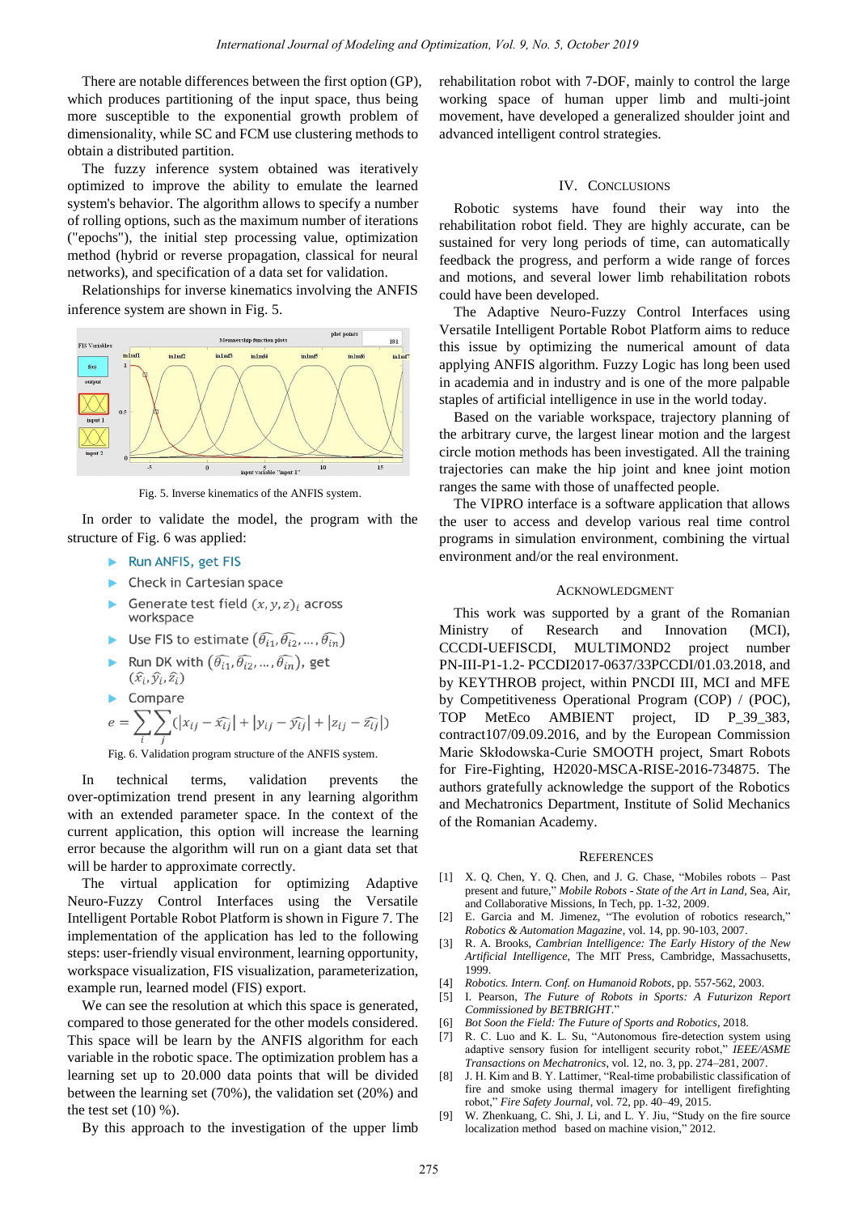There are notable differences between the first option (GP), which produces partitioning of the input space, thus being more susceptible to the exponential growth problem of dimensionality, while SC and FCM use clustering methods to obtain a distributed partition.

The fuzzy inference system obtained was iteratively optimized to improve the ability to emulate the learned system's behavior. The algorithm allows to specify a number of rolling options, such as the maximum number of iterations ("epochs"), the initial step processing value, optimization method (hybrid or reverse propagation, classical for neural networks), and specification of a data set for validation.

Relationships for inverse kinematics involving the ANFIS inference system are shown in Fig. 5.

Fig. 5. Inverse kinematics of the ANFIS system.

In order to validate the model, the program with the structure of Fig. 6 was applied:

- Run ANFIS, get FIS
- Check in Cartesian space
- Generate test field $(x, y, z)_i$ across workspace
- Use FIS to estimate $(\widehat{\theta_{i1}}, \widehat{\theta_{i2}}, \ldots, \widehat{\theta_{in}})$
- Run DK with $(\widehat{\theta_{i1}}, \widehat{\theta_{i2}}, \ldots, \widehat{\theta_{in}})$, get $(\widehat{x_i}, \widehat{y_i}, \widehat{z_i})$
- Compare

$$e = \sum_i \sum_j (|x_{ij} - \widehat{x_{ij}}| + |y_{ij} - \widehat{y_{ij}}| + |z_{ij} - \widehat{z_{ij}}|)$$

Fig. 6. Validation program structure of the ANFIS system.

In technical terms, validation prevents the over-optimization trend present in any learning algorithm with an extended parameter space. In the context of the current application, this option will increase the learning error because the algorithm will run on a giant data set that will be harder to approximate correctly.

The virtual application for optimizing Adaptive Neuro-Fuzzy Control Interfaces using the Versatile Intelligent Portable Robot Platform is shown in Figure 7. The implementation of the application has led to the following steps: user-friendly visual environment, learning opportunity, workspace visualization, FIS visualization, parameterization, example run, learned model (FIS) export.

We can see the resolution at which this space is generated, compared to those generated for the other models considered. This space will be learn by the ANFIS algorithm for each variable in the robotic space. The optimization problem has a learning set up to 20.000 data points that will be divided between the learning set (70%), the validation set (20%) and the test set (10) %).

By this approach to the investigation of the upper limb rehabilitation robot with 7-DOF, mainly to control the large working space of human upper limb and multi-joint movement, have developed a generalized shoulder joint and advanced intelligent control strategies.

## IV. Conclusions

Robotic systems have found their way into the rehabilitation robot field. They are highly accurate, can be sustained for very long periods of time, can automatically feedback the progress, and perform a wide range of forces and motions, and several lower limb rehabilitation robots could have been developed.

The Adaptive Neuro-Fuzzy Control Interfaces using Versatile Intelligent Portable Robot Platform aims to reduce this issue by optimizing the numerical amount of data applying ANFIS algorithm. Fuzzy Logic has long been used in academia and in industry and is one of the more palpable staples of artificial intelligence in use in the world today.

Based on the variable workspace, trajectory planning of the arbitrary curve, the largest linear motion and the largest circle motion methods has been investigated. All the training trajectories can make the hip joint and knee joint motion ranges the same with those of unaffected people.

The VIPRO interface is a software application that allows the user to access and develop various real time control programs in simulation environment, combining the virtual environment and/or the real environment.

## Acknowledgment

This work was supported by a grant of the Romanian Ministry of Research and Innovation (MCI), CCCDI-UEFISCDI, MULTIMOND2 project number PN-III-P1-1.2- PCCDI2017-0637/33PCCDI/01.03.2018, and by KEYTHROB project, within PNCDI III, MCI and MFE by Competitiveness Operational Program (COP) / (POC), TOP MetEco AMBIENT project, ID P_39_383, contract107/09.09.2016, and by the European Commission Marie Skłodowska-Curie SMOOTH project, Smart Robots for Fire-Fighting, H2020-MSCA-RISE-2016-734875. The authors gratefully acknowledge the support of the Robotics and Mechatronics Department, Institute of Solid Mechanics of the Romanian Academy.

## References

[1] X. Q. Chen, Y. Q. Chen, and J. G. Chase, "Mobiles robots – Past present and future," *Mobile Robots - State of the Art in Land*, Sea, Air, and Collaborative Missions, In Tech, pp. 1-32, 2009.

[2] E. Garcia and M. Jimenez, "The evolution of robotics research," *Robotics & Automation Magazine*, vol. 14, pp. 90-103, 2007.

[3] R. A. Brooks, *Cambrian Intelligence: The Early History of the New Artificial Intelligence*, The MIT Press, Cambridge, Massachusetts, 1999.

[4] *Robotics. Intern. Conf. on Humanoid Robots*, pp. 557-562, 2003.

[5] I. Pearson, *The Future of Robots in Sports: A Futurizon Report Commissioned by BETBRIGHT*."

[6] *Bot Soon the Field: The Future of Sports and Robotics*, 2018.

[7] R. C. Luo and K. L. Su, "Autonomous fire-detection system using adaptive sensory fusion for intelligent security robot," *IEEE/ASME Transactions on Mechatronics*, vol. 12, no. 3, pp. 274–281, 2007.

[8] J. H. Kim and B. Y. Lattimer, "Real-time probabilistic classification of fire and smoke using thermal imagery for intelligent firefighting robot," *Fire Safety Journal*, vol. 72, pp. 40–49, 2015.

[9] W. Zhenkuang, C. Shi, J. Li, and L. Y. Jiu, "Study on the fire source localization method based on machine vision," 2012.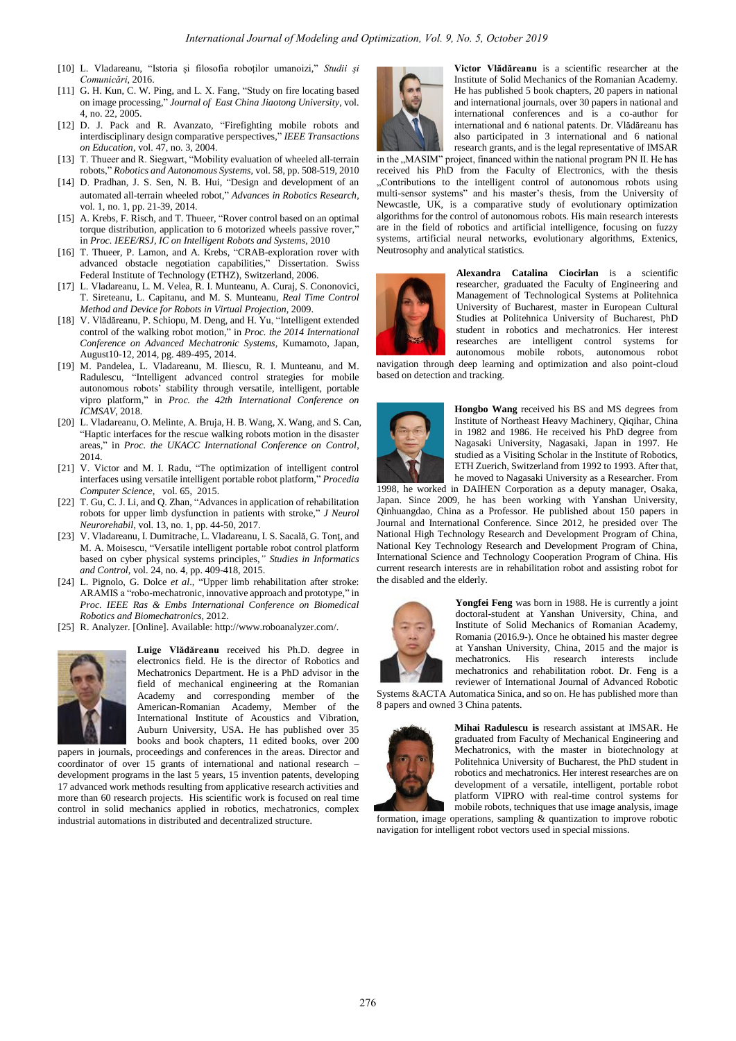[10] L. Vladareanu, "Istoria și filosofia roboților umanoizi," *Studii și Comunicări*, 2016.

[11] G. H. Kun, C. W. Ping, and L. X. Fang, "Study on fire locating based on image processing," *Journal of East China Jiaotong University*, vol. 4, no. 22, 2005.

[12] D. J. Pack and R. Avanzato, "Firefighting mobile robots and interdisciplinary design comparative perspectives," *IEEE Transactions on Education*, vol. 47, no. 3, 2004.

[13] T. Thueer and R. Siegwart, "Mobility evaluation of wheeled all-terrain robots," *Robotics and Autonomous Systems*, vol. 58, pp. 508-519, 2010

[14] D. Pradhan, J. S. Sen, N. B. Hui, "Design and development of an automated all-terrain wheeled robot," *Advances in Robotics Research*, vol. 1, no. 1, pp. 21-39, 2014.

[15] A. Krebs, F. Risch, and T. Thueer, "Rover control based on an optimal torque distribution, application to 6 motorized wheels passive rover," in *Proc. IEEE/RSJ, IC on Intelligent Robots and Systems*, 2010

[16] T. Thueer, P. Lamon, and A. Krebs, "CRAB-exploration rover with advanced obstacle negotiation capabilities," Dissertation. Swiss Federal Institute of Technology (ETHZ), Switzerland, 2006.

[17] L. Vladareanu, L. M. Velea, R. I. Munteanu, A. Curaj, S. Cononovici, T. Sireteanu, L. Capitanu, and M. S. Munteanu, *Real Time Control Method and Device for Robots in Virtual Projection*, 2009.

[18] V. Vlădăreanu, P. Schiopu, M. Deng, and H. Yu, "Intelligent extended control of the walking robot motion," in *Proc. the 2014 International Conference on Advanced Mechatronic Systems*, Kumamoto, Japan, August10-12, 2014, pg. 489-495, 2014.

[19] M. Pandelea, L. Vladareanu, M. Iliescu, R. I. Munteanu, and M. Radulescu, "Intelligent advanced control strategies for mobile autonomous robots' stability through versatile, intelligent, portable vipro platform," in *Proc. the 42th International Conference on ICMSAV*, 2018.

[20] L. Vladareanu, O. Melinte, A. Bruja, H. B. Wang, X. Wang, and S. Can, "Haptic interfaces for the rescue walking robots motion in the disaster areas," in *Proc. the UKACC International Conference on Control*, 2014.

[21] V. Victor and M. I. Radu, "The optimization of intelligent control interfaces using versatile intelligent portable robot platform," *Procedia Computer Science*, vol. 65, 2015.

[22] T. Gu, C. J. Li, and Q. Zhan, "Advances in application of rehabilitation robots for upper limb dysfunction in patients with stroke," *J Neurol Neurorehabil*, vol. 13, no. 1, pp. 44-50, 2017.

[23] V. Vladareanu, I. Dumitrache, L. Vladareanu, I. S. Sacală, G. Tonț, and M. A. Moisescu, "Versatile intelligent portable robot control platform based on cyber physical systems principles," *Studies in Informatics and Control*, vol. 24, no. 4, pp. 409-418, 2015.

[24] L. Pignolo, G. Dolce *et al*., "Upper limb rehabilitation after stroke: ARAMIS a "robo-mechatronic, innovative approach and prototype," in *Proc. IEEE Ras & Embs International Conference on Biomedical Robotics and Biomechatronics*, 2012.

[25] R. Analyzer. [Online]. Available: http://www.roboanalyzer.com/.

**Luige Vlădăreanu** received his Ph.D. degree in electronics field. He is the director of Robotics and Mechatronics Department. He is a PhD advisor in the field of mechanical engineering at the Romanian Academy and corresponding member of the American-Romanian Academy, Member of the International Institute of Acoustics and Vibration, Auburn University, USA. He has published over 35 books and book chapters, 11 edited books, over 200 papers in journals, proceedings and conferences in the areas. Director and coordinator of over 15 grants of international and national research – development programs in the last 5 years, 15 invention patents, developing 17 advanced work methods resulting from applicative research activities and more than 60 research projects. His scientific work is focused on real time control in solid mechanics applied in robotics, mechatronics, complex industrial automations in distributed and decentralized structure.

**Victor Vlădăreanu** is a scientific researcher at the Institute of Solid Mechanics of the Romanian Academy. He has published 5 book chapters, 20 papers in national and international journals, over 30 papers in national and international conferences and is a co-author for international and 6 national patents. Dr. Vlădăreanu has also participated in 3 international and 6 national research grants, and is the legal representative of IMSAR in the „MASIM" project, financed within the national program PN II. He has received his PhD from the Faculty of Electronics, with the thesis „Contributions to the intelligent control of autonomous robots using multi-sensor systems" and his master's thesis, from the University of Newcastle, UK, is a comparative study of evolutionary optimization algorithms for the control of autonomous robots. His main research interests are in the field of robotics and artificial intelligence, focusing on fuzzy systems, artificial neural networks, evolutionary algorithms, Extenics, Neutrosophy and analytical statistics.

**Alexandra Catalina Ciocirlan** is a scientific researcher, graduated the Faculty of Engineering and Management of Technological Systems at Politehnica University of Bucharest, master in European Cultural Studies at Politehnica University of Bucharest, PhD student in robotics and mechatronics. Her interest researches are intelligent control systems for autonomous mobile robots, autonomous robot navigation through deep learning and optimization and also point-cloud based on detection and tracking.

**Hongbo Wang** received his BS and MS degrees from Institute of Northeast Heavy Machinery, Qiqihar, China in 1982 and 1986. He received his PhD degree from Nagasaki University, Nagasaki, Japan in 1997. He studied as a Visiting Scholar in the Institute of Robotics, ETH Zuerich, Switzerland from 1992 to 1993. After that, he moved to Nagasaki University as a Researcher. From 1998, he worked in DAIHEN Corporation as a deputy manager, Osaka, Japan. Since 2009, he has been working with Yanshan University, Qinhuangdao, China as a Professor. He published about 150 papers in Journal and International Conference. Since 2012, he presided over The National High Technology Research and Development Program of China, National Key Technology Research and Development Program of China, International Science and Technology Cooperation Program of China. His current research interests are in rehabilitation robot and assisting robot for the disabled and the elderly.

**Yongfei Feng** was born in 1988. He is currently a joint doctoral-student at Yanshan University, China, and Institute of Solid Mechanics of Romanian Academy, Romania (2016.9-). Once he obtained his master degree at Yanshan University, China, 2015 and the major is mechatronics. His research interests include mechatronics and rehabilitation robot. Dr. Feng is a reviewer of International Journal of Advanced Robotic Systems &ACTA Automatica Sinica, and so on. He has published more than 8 papers and owned 3 China patents.

**Mihai Radulescu is** research assistant at IMSAR. He graduated from Faculty of Mechanical Engineering and Mechatronics, with the master in biotechnology at Politehnica University of Bucharest, the PhD student in robotics and mechatronics. Her interest researches are on development of a versatile, intelligent, portable robot platform VIPRO with real-time control systems for mobile robots, techniques that use image analysis, image formation, image operations, sampling & quantization to improve robotic navigation for intelligent robot vectors used in special missions.